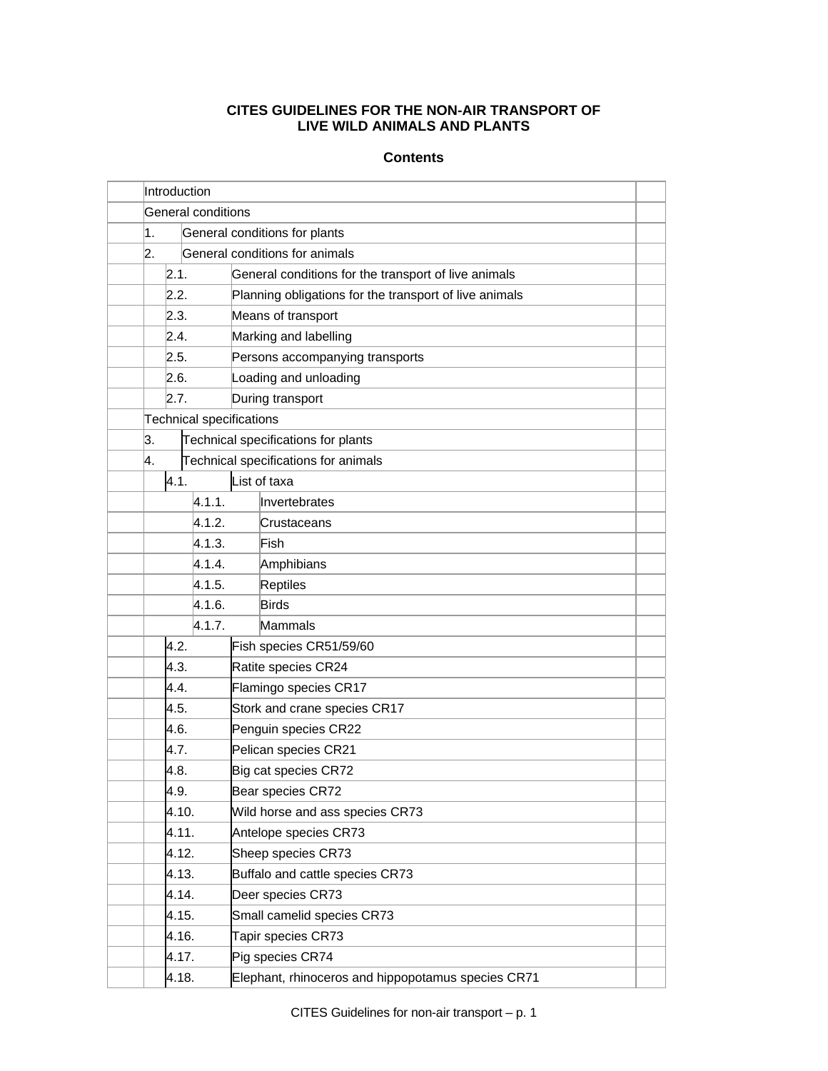# CITES GUIDELINES FOR THE NON-AIR TRANSPORT OF LIVE WILD ANIMALS AND PLANTS

## Contents

| | | |
|---|---|---|
| | Introduction | |
| | General conditions | |
| | 1. General conditions for plants | |
| | 2. General conditions for animals | |
| | 2.1. General conditions for the transport of live animals | |
| | 2.2. Planning obligations for the transport of live animals | |
| | 2.3. Means of transport | |
| | 2.4. Marking and labelling | |
| | 2.5. Persons accompanying transports | |
| | 2.6. Loading and unloading | |
| | 2.7. During transport | |
| | Technical specifications | |
| | 3. Technical specifications for plants | |
| | 4. Technical specifications for animals | |
| | 4.1. List of taxa | |
| | 4.1.1. Invertebrates | |
| | 4.1.2. Crustaceans | |
| | 4.1.3. Fish | |
| | 4.1.4. Amphibians | |
| | 4.1.5. Reptiles | |
| | 4.1.6. Birds | |
| | 4.1.7. Mammals | |
| | 4.2. Fish species CR51/59/60 | |
| | 4.3. Ratite species CR24 | |
| | 4.4. Flamingo species CR17 | |
| | 4.5. Stork and crane species CR17 | |
| | 4.6. Penguin species CR22 | |
| | 4.7. Pelican species CR21 | |
| | 4.8. Big cat species CR72 | |
| | 4.9. Bear species CR72 | |
| | 4.10. Wild horse and ass species CR73 | |
| | 4.11. Antelope species CR73 | |
| | 4.12. Sheep species CR73 | |
| | 4.13. Buffalo and cattle species CR73 | |
| | 4.14. Deer species CR73 | |
| | 4.15. Small camelid species CR73 | |
| | 4.16. Tapir species CR73 | |
| | 4.17. Pig species CR74 | |
| | 4.18. Elephant, rhinoceros and hippopotamus species CR71 | |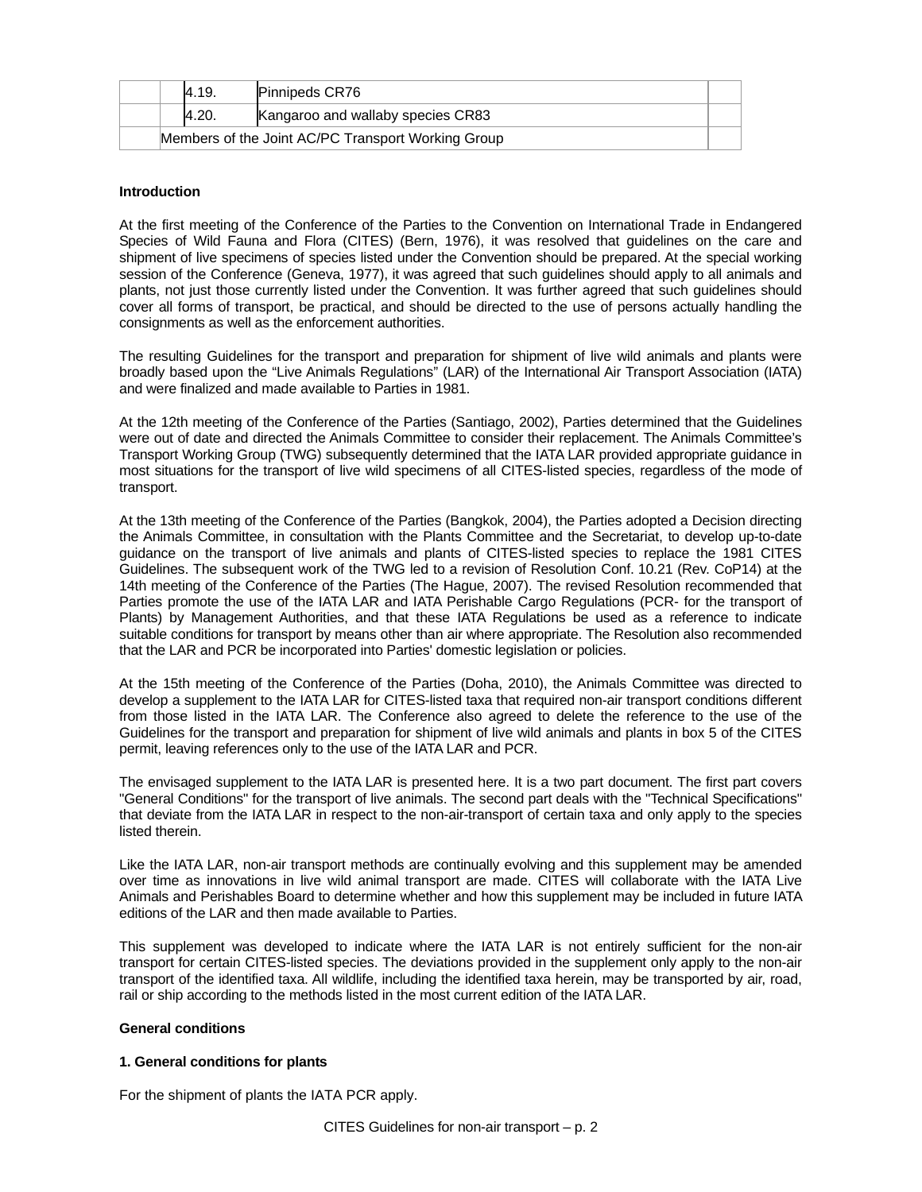|  |  |  |  |
|---|---|---|---|
|  | 4.19. | Pinnipeds CR76 |  |
|  | 4.20. | Kangaroo and wallaby species CR83 |  |
| Members of the Joint AC/PC Transport Working Group | | | |

**Introduction**

At the first meeting of the Conference of the Parties to the Convention on International Trade in Endangered Species of Wild Fauna and Flora (CITES) (Bern, 1976), it was resolved that guidelines on the care and shipment of live specimens of species listed under the Convention should be prepared. At the special working session of the Conference (Geneva, 1977), it was agreed that such guidelines should apply to all animals and plants, not just those currently listed under the Convention. It was further agreed that such guidelines should cover all forms of transport, be practical, and should be directed to the use of persons actually handling the consignments as well as the enforcement authorities.

The resulting Guidelines for the transport and preparation for shipment of live wild animals and plants were broadly based upon the "Live Animals Regulations" (LAR) of the International Air Transport Association (IATA) and were finalized and made available to Parties in 1981.

At the 12th meeting of the Conference of the Parties (Santiago, 2002), Parties determined that the Guidelines were out of date and directed the Animals Committee to consider their replacement. The Animals Committee's Transport Working Group (TWG) subsequently determined that the IATA LAR provided appropriate guidance in most situations for the transport of live wild specimens of all CITES-listed species, regardless of the mode of transport.

At the 13th meeting of the Conference of the Parties (Bangkok, 2004), the Parties adopted a Decision directing the Animals Committee, in consultation with the Plants Committee and the Secretariat, to develop up-to-date guidance on the transport of live animals and plants of CITES-listed species to replace the 1981 CITES Guidelines. The subsequent work of the TWG led to a revision of Resolution Conf. 10.21 (Rev. CoP14) at the 14th meeting of the Conference of the Parties (The Hague, 2007). The revised Resolution recommended that Parties promote the use of the IATA LAR and IATA Perishable Cargo Regulations (PCR- for the transport of Plants) by Management Authorities, and that these IATA Regulations be used as a reference to indicate suitable conditions for transport by means other than air where appropriate. The Resolution also recommended that the LAR and PCR be incorporated into Parties' domestic legislation or policies.

At the 15th meeting of the Conference of the Parties (Doha, 2010), the Animals Committee was directed to develop a supplement to the IATA LAR for CITES-listed taxa that required non-air transport conditions different from those listed in the IATA LAR. The Conference also agreed to delete the reference to the use of the Guidelines for the transport and preparation for shipment of live wild animals and plants in box 5 of the CITES permit, leaving references only to the use of the IATA LAR and PCR.

The envisaged supplement to the IATA LAR is presented here. It is a two part document. The first part covers "General Conditions" for the transport of live animals. The second part deals with the "Technical Specifications" that deviate from the IATA LAR in respect to the non-air-transport of certain taxa and only apply to the species listed therein.

Like the IATA LAR, non-air transport methods are continually evolving and this supplement may be amended over time as innovations in live wild animal transport are made. CITES will collaborate with the IATA Live Animals and Perishables Board to determine whether and how this supplement may be included in future IATA editions of the LAR and then made available to Parties.

This supplement was developed to indicate where the IATA LAR is not entirely sufficient for the non-air transport for certain CITES-listed species. The deviations provided in the supplement only apply to the non-air transport of the identified taxa. All wildlife, including the identified taxa herein, may be transported by air, road, rail or ship according to the methods listed in the most current edition of the IATA LAR.

**General conditions**

**1. General conditions for plants**

For the shipment of plants the IATA PCR apply.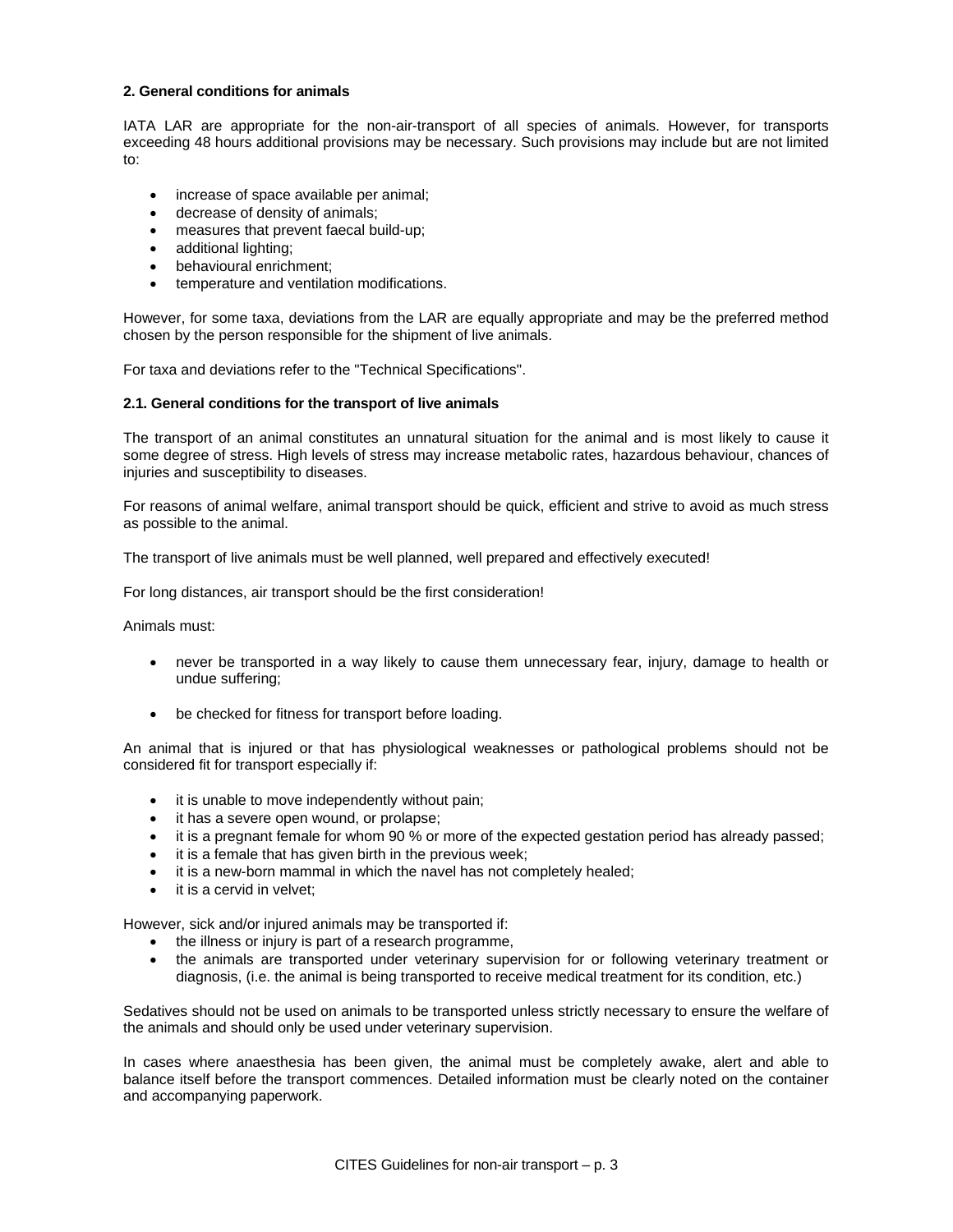## 2. General conditions for animals

IATA LAR are appropriate for the non-air-transport of all species of animals. However, for transports exceeding 48 hours additional provisions may be necessary. Such provisions may include but are not limited to:

- increase of space available per animal;
- decrease of density of animals;
- measures that prevent faecal build-up;
- additional lighting;
- behavioural enrichment;
- temperature and ventilation modifications.

However, for some taxa, deviations from the LAR are equally appropriate and may be the preferred method chosen by the person responsible for the shipment of live animals.

For taxa and deviations refer to the "Technical Specifications".

### 2.1. General conditions for the transport of live animals

The transport of an animal constitutes an unnatural situation for the animal and is most likely to cause it some degree of stress. High levels of stress may increase metabolic rates, hazardous behaviour, chances of injuries and susceptibility to diseases.

For reasons of animal welfare, animal transport should be quick, efficient and strive to avoid as much stress as possible to the animal.

The transport of live animals must be well planned, well prepared and effectively executed!

For long distances, air transport should be the first consideration!

Animals must:

- never be transported in a way likely to cause them unnecessary fear, injury, damage to health or undue suffering;
- be checked for fitness for transport before loading.

An animal that is injured or that has physiological weaknesses or pathological problems should not be considered fit for transport especially if:

- it is unable to move independently without pain;
- it has a severe open wound, or prolapse;
- it is a pregnant female for whom 90 % or more of the expected gestation period has already passed;
- it is a female that has given birth in the previous week;
- it is a new-born mammal in which the navel has not completely healed;
- it is a cervid in velvet;

However, sick and/or injured animals may be transported if:

- the illness or injury is part of a research programme,
- the animals are transported under veterinary supervision for or following veterinary treatment or diagnosis, (i.e. the animal is being transported to receive medical treatment for its condition, etc.)

Sedatives should not be used on animals to be transported unless strictly necessary to ensure the welfare of the animals and should only be used under veterinary supervision.

In cases where anaesthesia has been given, the animal must be completely awake, alert and able to balance itself before the transport commences. Detailed information must be clearly noted on the container and accompanying paperwork.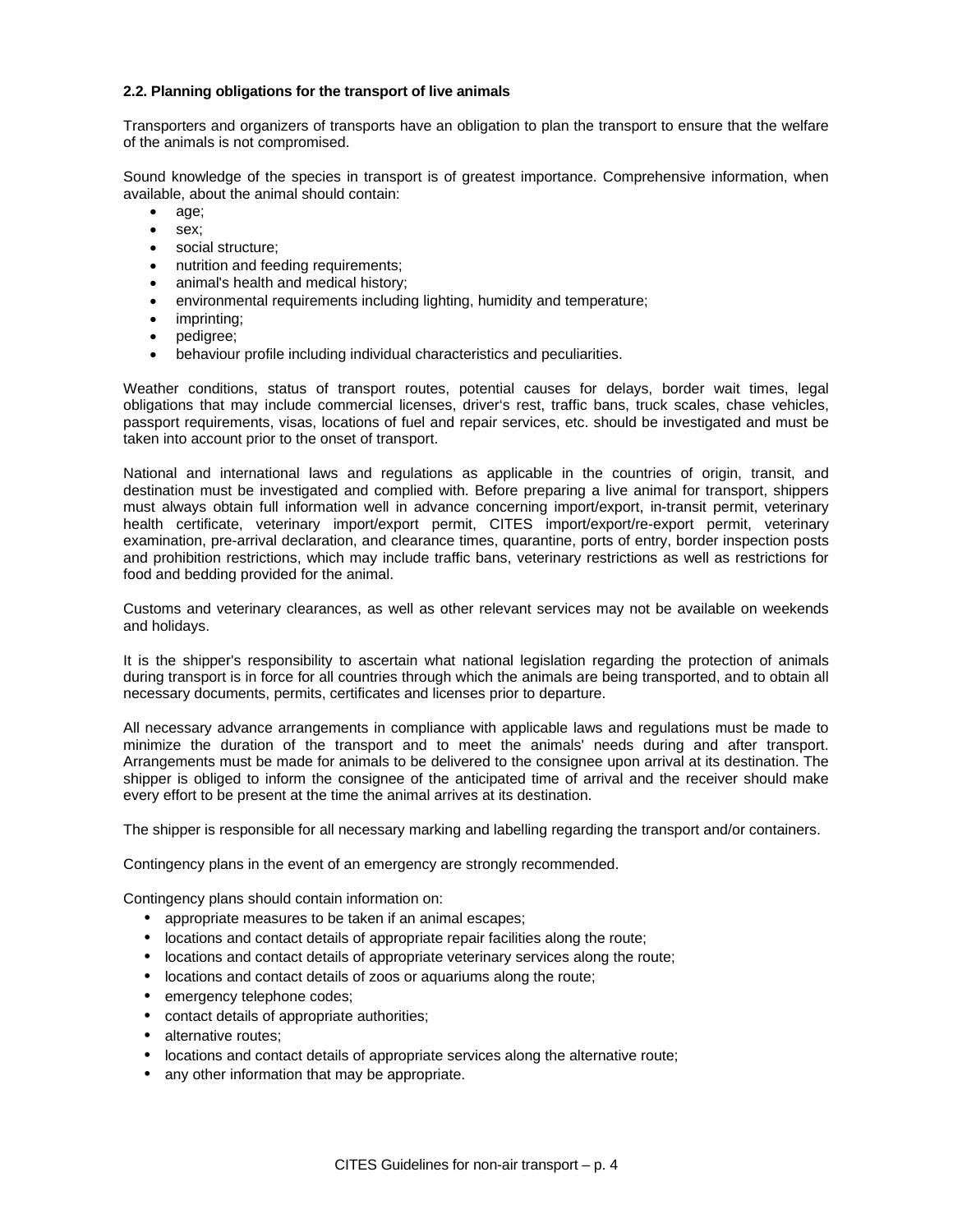**2.2. Planning obligations for the transport of live animals**

Transporters and organizers of transports have an obligation to plan the transport to ensure that the welfare of the animals is not compromised.

Sound knowledge of the species in transport is of greatest importance. Comprehensive information, when available, about the animal should contain:

- age;
- sex;
- social structure;
- nutrition and feeding requirements;
- animal's health and medical history;
- environmental requirements including lighting, humidity and temperature;
- imprinting;
- pedigree;
- behaviour profile including individual characteristics and peculiarities.

Weather conditions, status of transport routes, potential causes for delays, border wait times, legal obligations that may include commercial licenses, driver's rest, traffic bans, truck scales, chase vehicles, passport requirements, visas, locations of fuel and repair services, etc. should be investigated and must be taken into account prior to the onset of transport.

National and international laws and regulations as applicable in the countries of origin, transit, and destination must be investigated and complied with. Before preparing a live animal for transport, shippers must always obtain full information well in advance concerning import/export, in-transit permit, veterinary health certificate, veterinary import/export permit, CITES import/export/re-export permit, veterinary examination, pre-arrival declaration, and clearance times, quarantine, ports of entry, border inspection posts and prohibition restrictions, which may include traffic bans, veterinary restrictions as well as restrictions for food and bedding provided for the animal.

Customs and veterinary clearances, as well as other relevant services may not be available on weekends and holidays.

It is the shipper's responsibility to ascertain what national legislation regarding the protection of animals during transport is in force for all countries through which the animals are being transported, and to obtain all necessary documents, permits, certificates and licenses prior to departure.

All necessary advance arrangements in compliance with applicable laws and regulations must be made to minimize the duration of the transport and to meet the animals' needs during and after transport. Arrangements must be made for animals to be delivered to the consignee upon arrival at its destination. The shipper is obliged to inform the consignee of the anticipated time of arrival and the receiver should make every effort to be present at the time the animal arrives at its destination.

The shipper is responsible for all necessary marking and labelling regarding the transport and/or containers.

Contingency plans in the event of an emergency are strongly recommended.

Contingency plans should contain information on:

- appropriate measures to be taken if an animal escapes;
- locations and contact details of appropriate repair facilities along the route;
- locations and contact details of appropriate veterinary services along the route;
- locations and contact details of zoos or aquariums along the route;
- emergency telephone codes;
- contact details of appropriate authorities;
- alternative routes;
- locations and contact details of appropriate services along the alternative route;
- any other information that may be appropriate.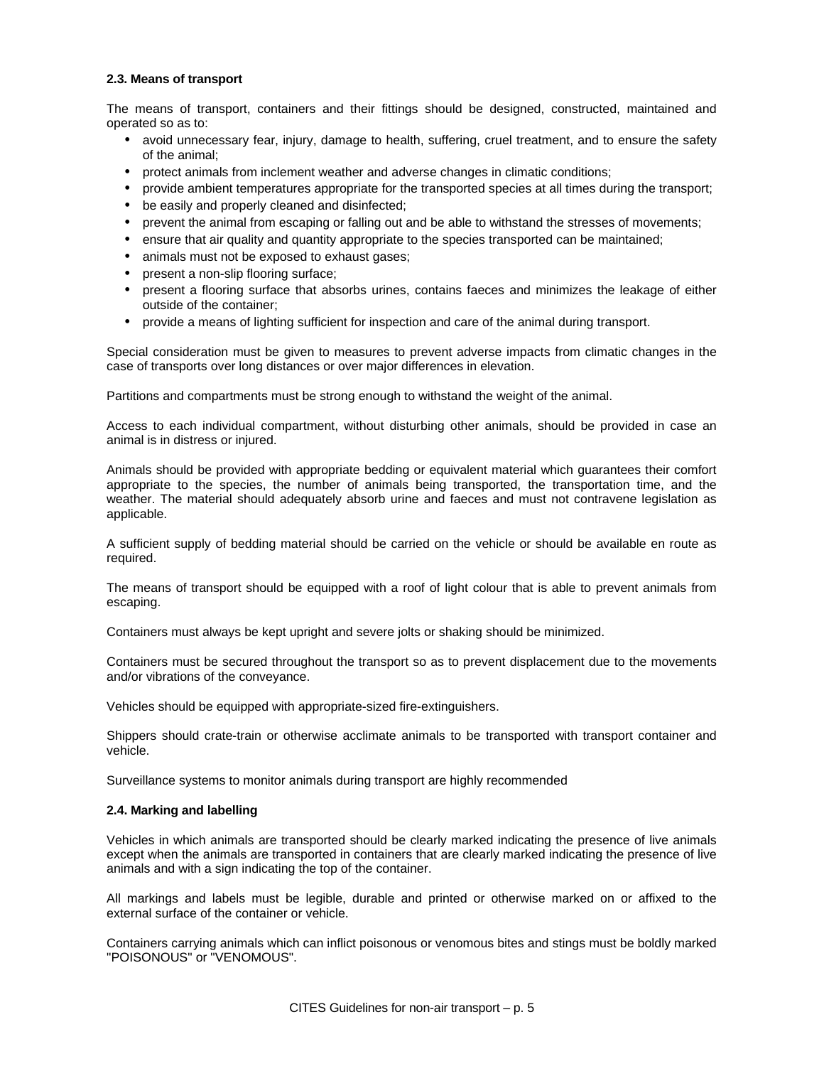### 2.3. Means of transport

The means of transport, containers and their fittings should be designed, constructed, maintained and operated so as to:

- avoid unnecessary fear, injury, damage to health, suffering, cruel treatment, and to ensure the safety of the animal;
- protect animals from inclement weather and adverse changes in climatic conditions;
- provide ambient temperatures appropriate for the transported species at all times during the transport;
- be easily and properly cleaned and disinfected;
- prevent the animal from escaping or falling out and be able to withstand the stresses of movements;
- ensure that air quality and quantity appropriate to the species transported can be maintained;
- animals must not be exposed to exhaust gases;
- present a non-slip flooring surface;
- present a flooring surface that absorbs urines, contains faeces and minimizes the leakage of either outside of the container;
- provide a means of lighting sufficient for inspection and care of the animal during transport.

Special consideration must be given to measures to prevent adverse impacts from climatic changes in the case of transports over long distances or over major differences in elevation.

Partitions and compartments must be strong enough to withstand the weight of the animal.

Access to each individual compartment, without disturbing other animals, should be provided in case an animal is in distress or injured.

Animals should be provided with appropriate bedding or equivalent material which guarantees their comfort appropriate to the species, the number of animals being transported, the transportation time, and the weather. The material should adequately absorb urine and faeces and must not contravene legislation as applicable.

A sufficient supply of bedding material should be carried on the vehicle or should be available en route as required.

The means of transport should be equipped with a roof of light colour that is able to prevent animals from escaping.

Containers must always be kept upright and severe jolts or shaking should be minimized.

Containers must be secured throughout the transport so as to prevent displacement due to the movements and/or vibrations of the conveyance.

Vehicles should be equipped with appropriate-sized fire-extinguishers.

Shippers should crate-train or otherwise acclimate animals to be transported with transport container and vehicle.

Surveillance systems to monitor animals during transport are highly recommended

### 2.4. Marking and labelling

Vehicles in which animals are transported should be clearly marked indicating the presence of live animals except when the animals are transported in containers that are clearly marked indicating the presence of live animals and with a sign indicating the top of the container.

All markings and labels must be legible, durable and printed or otherwise marked on or affixed to the external surface of the container or vehicle.

Containers carrying animals which can inflict poisonous or venomous bites and stings must be boldly marked "POISONOUS" or "VENOMOUS".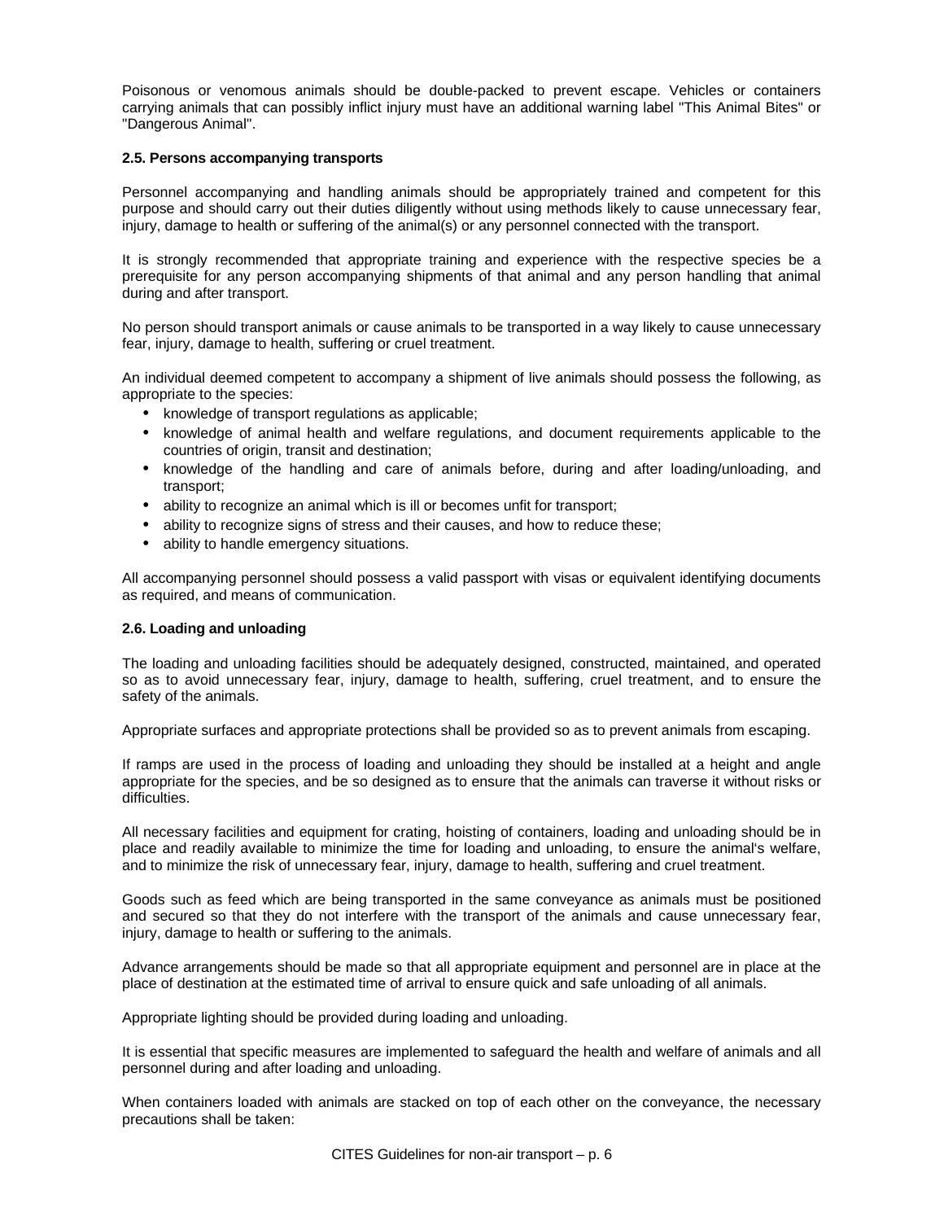Poisonous or venomous animals should be double-packed to prevent escape. Vehicles or containers carrying animals that can possibly inflict injury must have an additional warning label "This Animal Bites" or "Dangerous Animal".

**2.5. Persons accompanying transports**

Personnel accompanying and handling animals should be appropriately trained and competent for this purpose and should carry out their duties diligently without using methods likely to cause unnecessary fear, injury, damage to health or suffering of the animal(s) or any personnel connected with the transport.

It is strongly recommended that appropriate training and experience with the respective species be a prerequisite for any person accompanying shipments of that animal and any person handling that animal during and after transport.

No person should transport animals or cause animals to be transported in a way likely to cause unnecessary fear, injury, damage to health, suffering or cruel treatment.

An individual deemed competent to accompany a shipment of live animals should possess the following, as appropriate to the species:

- knowledge of transport regulations as applicable;
- knowledge of animal health and welfare regulations, and document requirements applicable to the countries of origin, transit and destination;
- knowledge of the handling and care of animals before, during and after loading/unloading, and transport;
- ability to recognize an animal which is ill or becomes unfit for transport;
- ability to recognize signs of stress and their causes, and how to reduce these;
- ability to handle emergency situations.

All accompanying personnel should possess a valid passport with visas or equivalent identifying documents as required, and means of communication.

**2.6. Loading and unloading**

The loading and unloading facilities should be adequately designed, constructed, maintained, and operated so as to avoid unnecessary fear, injury, damage to health, suffering, cruel treatment, and to ensure the safety of the animals.

Appropriate surfaces and appropriate protections shall be provided so as to prevent animals from escaping.

If ramps are used in the process of loading and unloading they should be installed at a height and angle appropriate for the species, and be so designed as to ensure that the animals can traverse it without risks or difficulties.

All necessary facilities and equipment for crating, hoisting of containers, loading and unloading should be in place and readily available to minimize the time for loading and unloading, to ensure the animal's welfare, and to minimize the risk of unnecessary fear, injury, damage to health, suffering and cruel treatment.

Goods such as feed which are being transported in the same conveyance as animals must be positioned and secured so that they do not interfere with the transport of the animals and cause unnecessary fear, injury, damage to health or suffering to the animals.

Advance arrangements should be made so that all appropriate equipment and personnel are in place at the place of destination at the estimated time of arrival to ensure quick and safe unloading of all animals.

Appropriate lighting should be provided during loading and unloading.

It is essential that specific measures are implemented to safeguard the health and welfare of animals and all personnel during and after loading and unloading.

When containers loaded with animals are stacked on top of each other on the conveyance, the necessary precautions shall be taken: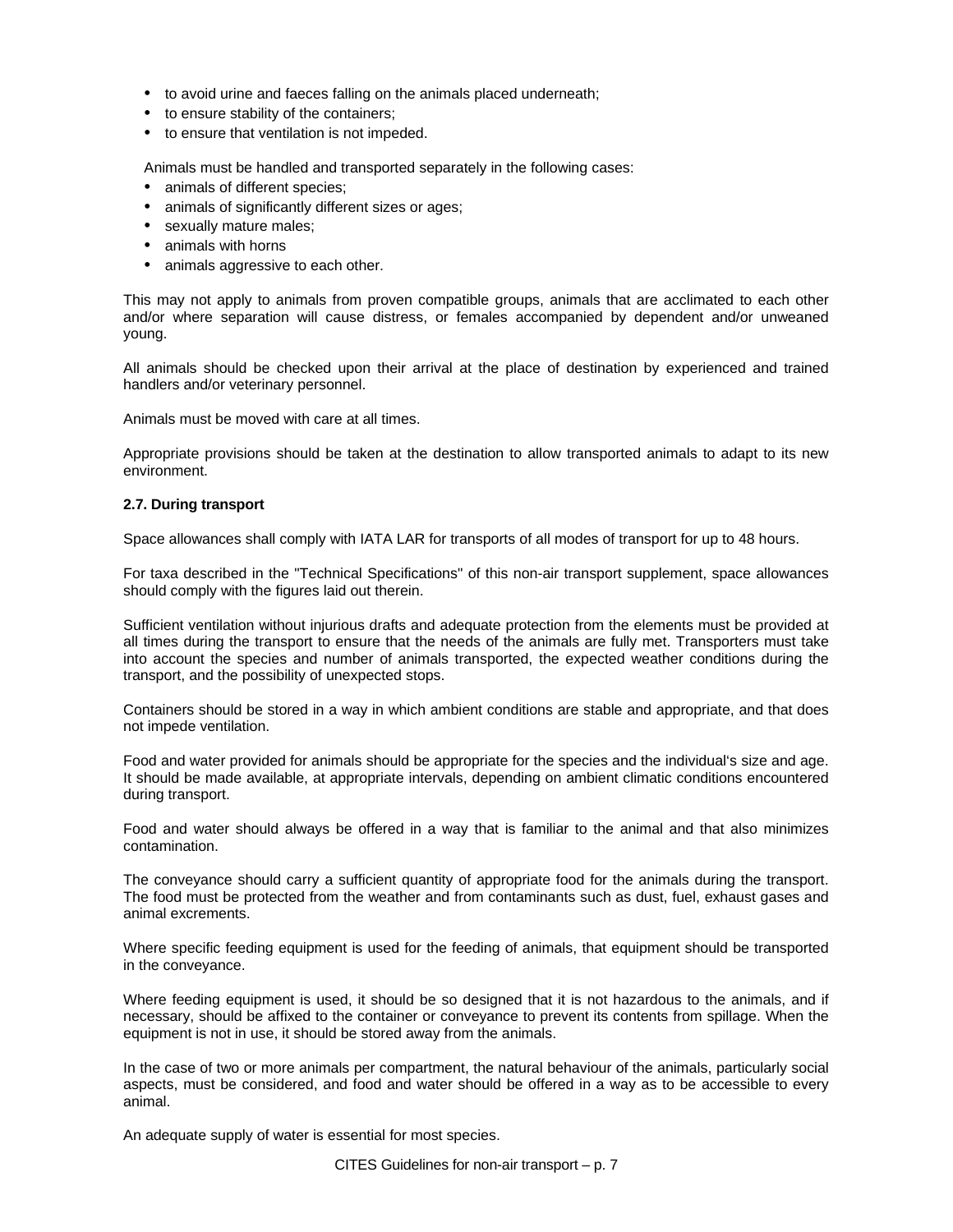- to avoid urine and faeces falling on the animals placed underneath;
- to ensure stability of the containers;
- to ensure that ventilation is not impeded.

Animals must be handled and transported separately in the following cases:

- animals of different species;
- animals of significantly different sizes or ages;
- sexually mature males;
- animals with horns
- animals aggressive to each other.

This may not apply to animals from proven compatible groups, animals that are acclimated to each other and/or where separation will cause distress, or females accompanied by dependent and/or unweaned young.

All animals should be checked upon their arrival at the place of destination by experienced and trained handlers and/or veterinary personnel.

Animals must be moved with care at all times.

Appropriate provisions should be taken at the destination to allow transported animals to adapt to its new environment.

**2.7. During transport**

Space allowances shall comply with IATA LAR for transports of all modes of transport for up to 48 hours.

For taxa described in the "Technical Specifications" of this non-air transport supplement, space allowances should comply with the figures laid out therein.

Sufficient ventilation without injurious drafts and adequate protection from the elements must be provided at all times during the transport to ensure that the needs of the animals are fully met. Transporters must take into account the species and number of animals transported, the expected weather conditions during the transport, and the possibility of unexpected stops.

Containers should be stored in a way in which ambient conditions are stable and appropriate, and that does not impede ventilation.

Food and water provided for animals should be appropriate for the species and the individual's size and age. It should be made available, at appropriate intervals, depending on ambient climatic conditions encountered during transport.

Food and water should always be offered in a way that is familiar to the animal and that also minimizes contamination.

The conveyance should carry a sufficient quantity of appropriate food for the animals during the transport. The food must be protected from the weather and from contaminants such as dust, fuel, exhaust gases and animal excrements.

Where specific feeding equipment is used for the feeding of animals, that equipment should be transported in the conveyance.

Where feeding equipment is used, it should be so designed that it is not hazardous to the animals, and if necessary, should be affixed to the container or conveyance to prevent its contents from spillage. When the equipment is not in use, it should be stored away from the animals.

In the case of two or more animals per compartment, the natural behaviour of the animals, particularly social aspects, must be considered, and food and water should be offered in a way as to be accessible to every animal.

An adequate supply of water is essential for most species.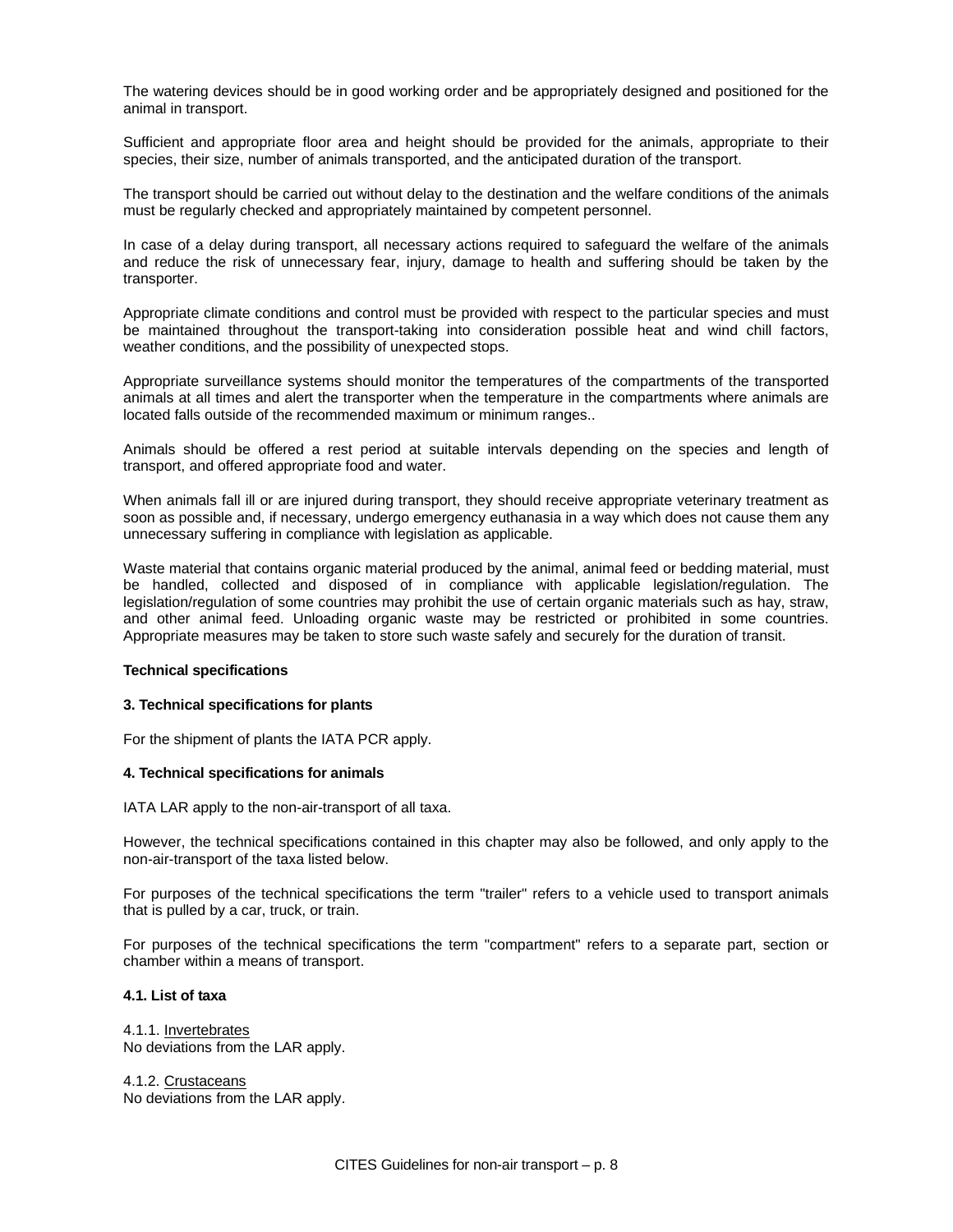The watering devices should be in good working order and be appropriately designed and positioned for the animal in transport.

Sufficient and appropriate floor area and height should be provided for the animals, appropriate to their species, their size, number of animals transported, and the anticipated duration of the transport.

The transport should be carried out without delay to the destination and the welfare conditions of the animals must be regularly checked and appropriately maintained by competent personnel.

In case of a delay during transport, all necessary actions required to safeguard the welfare of the animals and reduce the risk of unnecessary fear, injury, damage to health and suffering should be taken by the transporter.

Appropriate climate conditions and control must be provided with respect to the particular species and must be maintained throughout the transport-taking into consideration possible heat and wind chill factors, weather conditions, and the possibility of unexpected stops.

Appropriate surveillance systems should monitor the temperatures of the compartments of the transported animals at all times and alert the transporter when the temperature in the compartments where animals are located falls outside of the recommended maximum or minimum ranges..

Animals should be offered a rest period at suitable intervals depending on the species and length of transport, and offered appropriate food and water.

When animals fall ill or are injured during transport, they should receive appropriate veterinary treatment as soon as possible and, if necessary, undergo emergency euthanasia in a way which does not cause them any unnecessary suffering in compliance with legislation as applicable.

Waste material that contains organic material produced by the animal, animal feed or bedding material, must be handled, collected and disposed of in compliance with applicable legislation/regulation. The legislation/regulation of some countries may prohibit the use of certain organic materials such as hay, straw, and other animal feed. Unloading organic waste may be restricted or prohibited in some countries. Appropriate measures may be taken to store such waste safely and securely for the duration of transit.

**Technical specifications**

**3. Technical specifications for plants**

For the shipment of plants the IATA PCR apply.

**4. Technical specifications for animals**

IATA LAR apply to the non-air-transport of all taxa.

However, the technical specifications contained in this chapter may also be followed, and only apply to the non-air-transport of the taxa listed below.

For purposes of the technical specifications the term "trailer" refers to a vehicle used to transport animals that is pulled by a car, truck, or train.

For purposes of the technical specifications the term "compartment" refers to a separate part, section or chamber within a means of transport.

**4.1. List of taxa**

4.1.1. Invertebrates
No deviations from the LAR apply.

4.1.2. Crustaceans
No deviations from the LAR apply.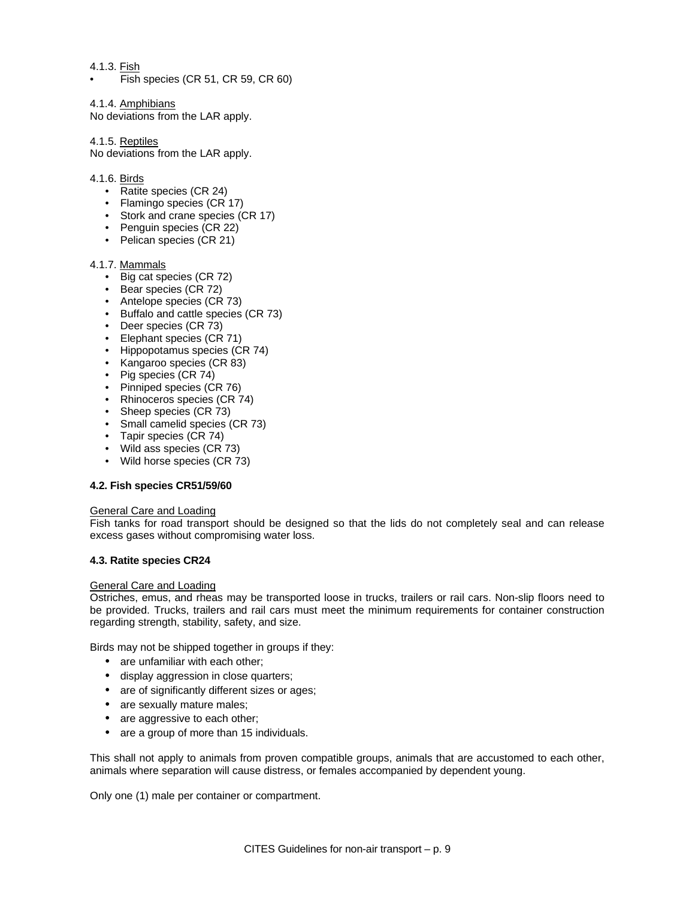4.1.3. Fish

- Fish species (CR 51, CR 59, CR 60)

4.1.4. Amphibians

No deviations from the LAR apply.

4.1.5. Reptiles

No deviations from the LAR apply.

4.1.6. Birds

- Ratite species (CR 24)
- Flamingo species (CR 17)
- Stork and crane species (CR 17)
- Penguin species (CR 22)
- Pelican species (CR 21)

4.1.7. Mammals

- Big cat species (CR 72)
- Bear species (CR 72)
- Antelope species (CR 73)
- Buffalo and cattle species (CR 73)
- Deer species (CR 73)
- Elephant species (CR 71)
- Hippopotamus species (CR 74)
- Kangaroo species (CR 83)
- Pig species (CR 74)
- Pinniped species (CR 76)
- Rhinoceros species (CR 74)
- Sheep species (CR 73)
- Small camelid species (CR 73)
- Tapir species (CR 74)
- Wild ass species (CR 73)
- Wild horse species (CR 73)

**4.2. Fish species CR51/59/60**

General Care and Loading

Fish tanks for road transport should be designed so that the lids do not completely seal and can release excess gases without compromising water loss.

**4.3. Ratite species CR24**

General Care and Loading

Ostriches, emus, and rheas may be transported loose in trucks, trailers or rail cars. Non-slip floors need to be provided. Trucks, trailers and rail cars must meet the minimum requirements for container construction regarding strength, stability, safety, and size.

Birds may not be shipped together in groups if they:

- are unfamiliar with each other;
- display aggression in close quarters;
- are of significantly different sizes or ages;
- are sexually mature males;
- are aggressive to each other;
- are a group of more than 15 individuals.

This shall not apply to animals from proven compatible groups, animals that are accustomed to each other, animals where separation will cause distress, or females accompanied by dependent young.

Only one (1) male per container or compartment.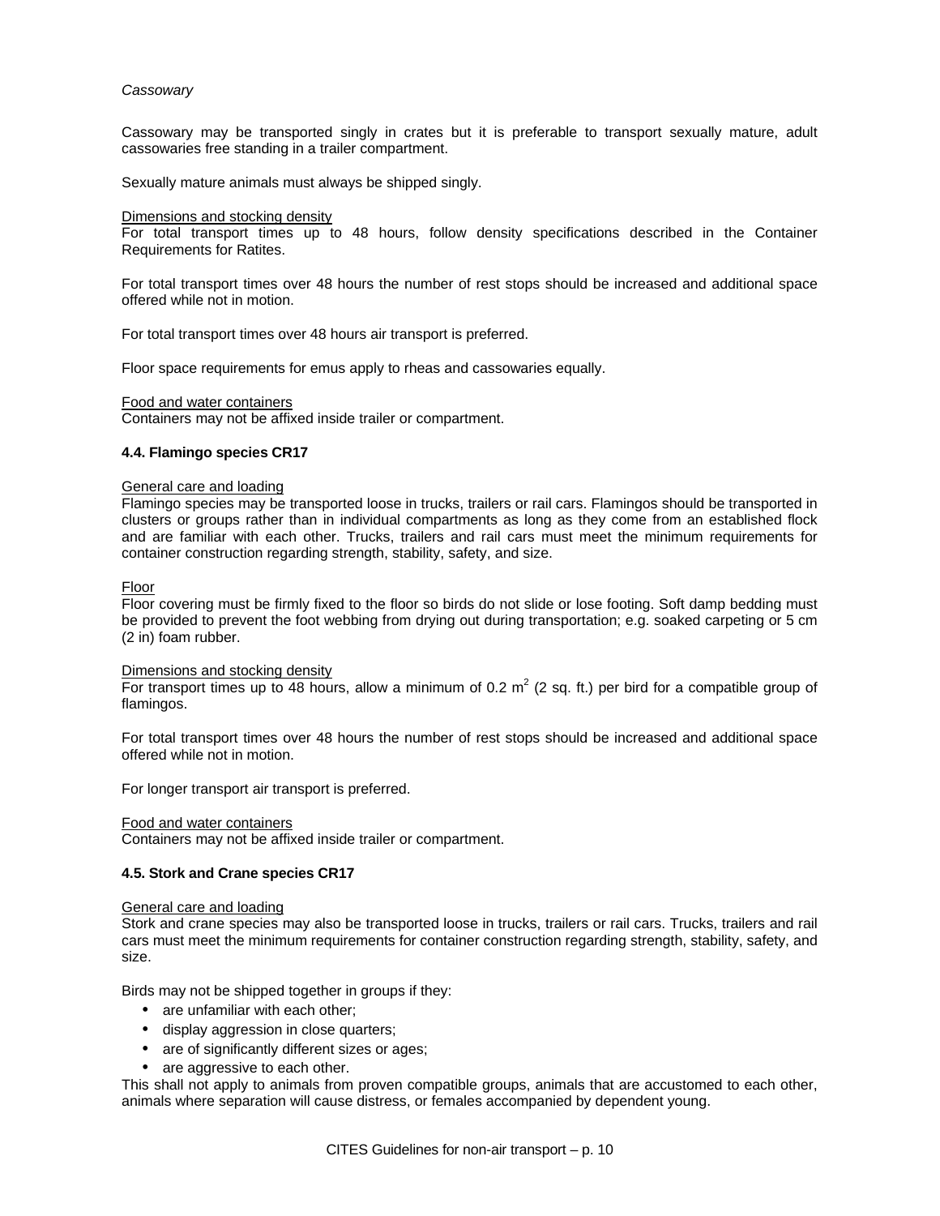*Cassowary*

Cassowary may be transported singly in crates but it is preferable to transport sexually mature, adult cassowaries free standing in a trailer compartment.

Sexually mature animals must always be shipped singly.

Dimensions and stocking density
For total transport times up to 48 hours, follow density specifications described in the Container Requirements for Ratites.

For total transport times over 48 hours the number of rest stops should be increased and additional space offered while not in motion.

For total transport times over 48 hours air transport is preferred.

Floor space requirements for emus apply to rheas and cassowaries equally.

Food and water containers
Containers may not be affixed inside trailer or compartment.

### 4.4. Flamingo species CR17

General care and loading
Flamingo species may be transported loose in trucks, trailers or rail cars. Flamingos should be transported in clusters or groups rather than in individual compartments as long as they come from an established flock and are familiar with each other. Trucks, trailers and rail cars must meet the minimum requirements for container construction regarding strength, stability, safety, and size.

Floor
Floor covering must be firmly fixed to the floor so birds do not slide or lose footing. Soft damp bedding must be provided to prevent the foot webbing from drying out during transportation; e.g. soaked carpeting or 5 cm (2 in) foam rubber.

Dimensions and stocking density
For transport times up to 48 hours, allow a minimum of 0.2 $m^2$ (2 sq. ft.) per bird for a compatible group of flamingos.

For total transport times over 48 hours the number of rest stops should be increased and additional space offered while not in motion.

For longer transport air transport is preferred.

Food and water containers
Containers may not be affixed inside trailer or compartment.

### 4.5. Stork and Crane species CR17

General care and loading
Stork and crane species may also be transported loose in trucks, trailers or rail cars. Trucks, trailers and rail cars must meet the minimum requirements for container construction regarding strength, stability, safety, and size.

Birds may not be shipped together in groups if they:

- are unfamiliar with each other;
- display aggression in close quarters;
- are of significantly different sizes or ages;
- are aggressive to each other.

This shall not apply to animals from proven compatible groups, animals that are accustomed to each other, animals where separation will cause distress, or females accompanied by dependent young.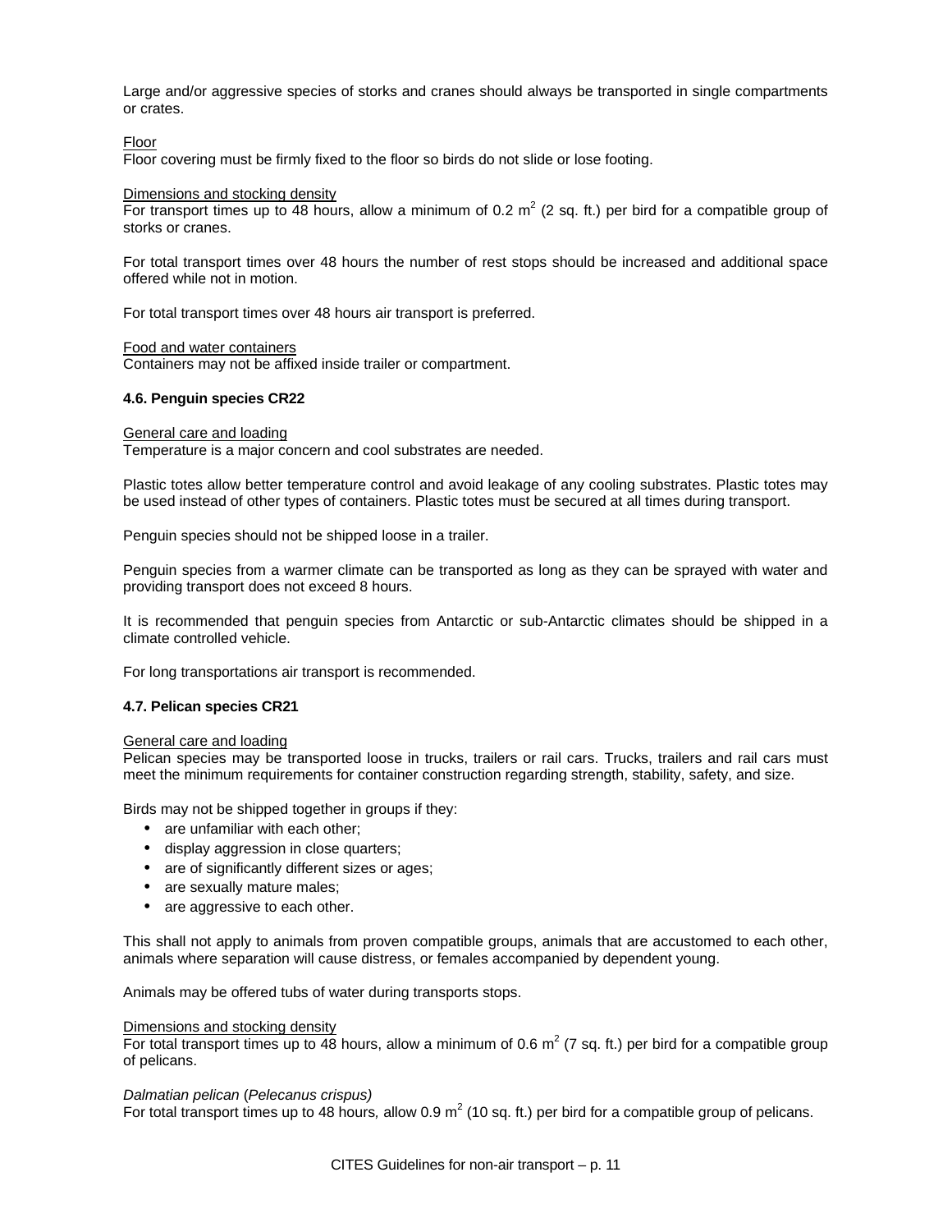Large and/or aggressive species of storks and cranes should always be transported in single compartments or crates.

Floor

Floor covering must be firmly fixed to the floor so birds do not slide or lose footing.

Dimensions and stocking density

For transport times up to 48 hours, allow a minimum of 0.2 $m^2$ (2 sq. ft.) per bird for a compatible group of storks or cranes.

For total transport times over 48 hours the number of rest stops should be increased and additional space offered while not in motion.

For total transport times over 48 hours air transport is preferred.

Food and water containers

Containers may not be affixed inside trailer or compartment.

### 4.6. Penguin species CR22

General care and loading

Temperature is a major concern and cool substrates are needed.

Plastic totes allow better temperature control and avoid leakage of any cooling substrates. Plastic totes may be used instead of other types of containers. Plastic totes must be secured at all times during transport.

Penguin species should not be shipped loose in a trailer.

Penguin species from a warmer climate can be transported as long as they can be sprayed with water and providing transport does not exceed 8 hours.

It is recommended that penguin species from Antarctic or sub-Antarctic climates should be shipped in a climate controlled vehicle.

For long transportations air transport is recommended.

### 4.7. Pelican species CR21

General care and loading

Pelican species may be transported loose in trucks, trailers or rail cars. Trucks, trailers and rail cars must meet the minimum requirements for container construction regarding strength, stability, safety, and size.

Birds may not be shipped together in groups if they:

- are unfamiliar with each other;
- display aggression in close quarters;
- are of significantly different sizes or ages;
- are sexually mature males;
- are aggressive to each other.

This shall not apply to animals from proven compatible groups, animals that are accustomed to each other, animals where separation will cause distress, or females accompanied by dependent young.

Animals may be offered tubs of water during transports stops.

Dimensions and stocking density

For total transport times up to 48 hours, allow a minimum of 0.6 $m^2$ (7 sq. ft.) per bird for a compatible group of pelicans.

*Dalmatian pelican* (*Pelecanus crispus)*

For total transport times up to 48 hours, allow 0.9 $m^2$ (10 sq. ft.) per bird for a compatible group of pelicans.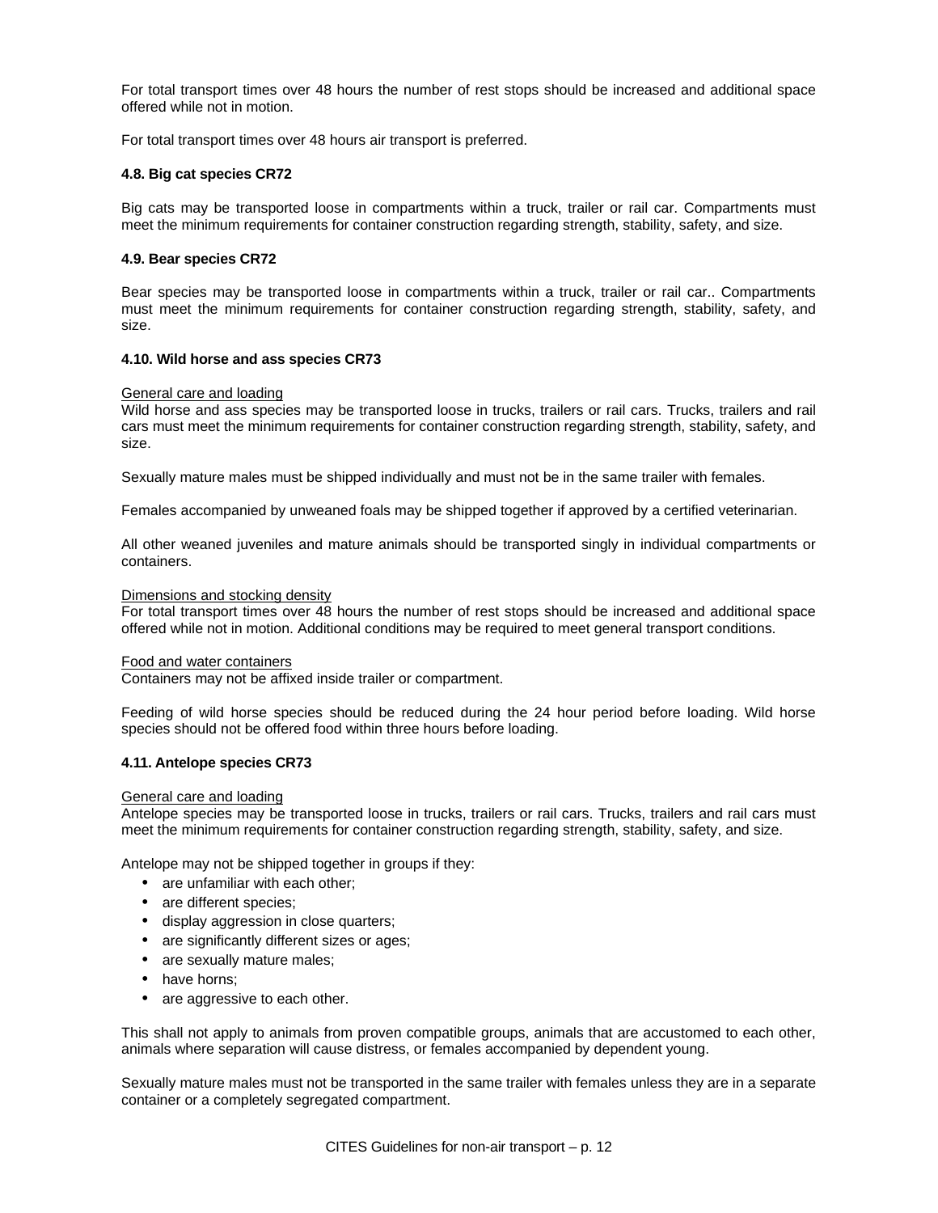For total transport times over 48 hours the number of rest stops should be increased and additional space offered while not in motion.

For total transport times over 48 hours air transport is preferred.

**4.8. Big cat species CR72**

Big cats may be transported loose in compartments within a truck, trailer or rail car. Compartments must meet the minimum requirements for container construction regarding strength, stability, safety, and size.

**4.9. Bear species CR72**

Bear species may be transported loose in compartments within a truck, trailer or rail car.. Compartments must meet the minimum requirements for container construction regarding strength, stability, safety, and size.

**4.10. Wild horse and ass species CR73**

<u>General care and loading</u>
Wild horse and ass species may be transported loose in trucks, trailers or rail cars. Trucks, trailers and rail cars must meet the minimum requirements for container construction regarding strength, stability, safety, and size.

Sexually mature males must be shipped individually and must not be in the same trailer with females.

Females accompanied by unweaned foals may be shipped together if approved by a certified veterinarian.

All other weaned juveniles and mature animals should be transported singly in individual compartments or containers.

<u>Dimensions and stocking density</u>
For total transport times over 48 hours the number of rest stops should be increased and additional space offered while not in motion. Additional conditions may be required to meet general transport conditions.

<u>Food and water containers</u>
Containers may not be affixed inside trailer or compartment.

Feeding of wild horse species should be reduced during the 24 hour period before loading. Wild horse species should not be offered food within three hours before loading.

**4.11. Antelope species CR73**

<u>General care and loading</u>
Antelope species may be transported loose in trucks, trailers or rail cars. Trucks, trailers and rail cars must meet the minimum requirements for container construction regarding strength, stability, safety, and size.

Antelope may not be shipped together in groups if they:

- are unfamiliar with each other;
- are different species;
- display aggression in close quarters;
- are significantly different sizes or ages;
- are sexually mature males;
- have horns;
- are aggressive to each other.

This shall not apply to animals from proven compatible groups, animals that are accustomed to each other, animals where separation will cause distress, or females accompanied by dependent young.

Sexually mature males must not be transported in the same trailer with females unless they are in a separate container or a completely segregated compartment.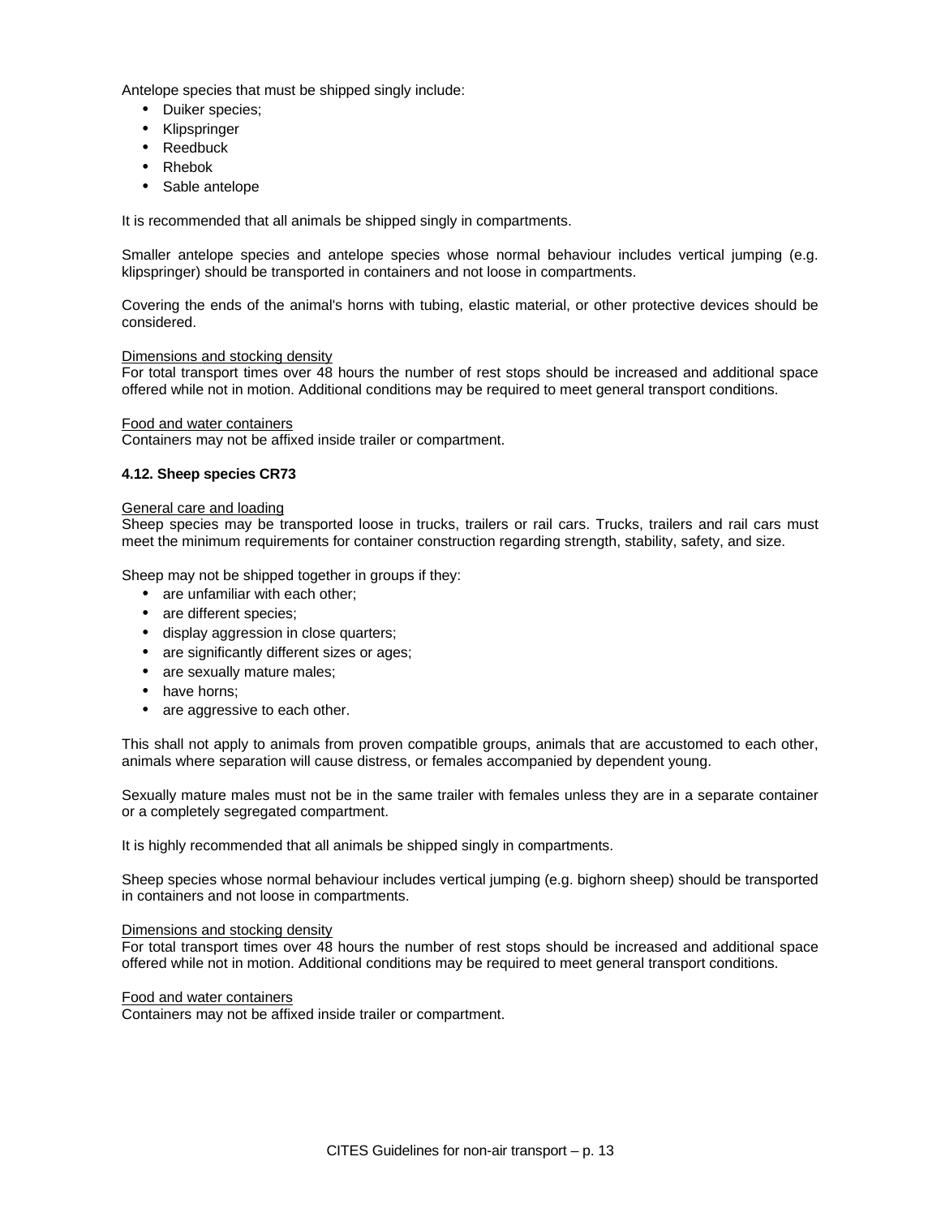Antelope species that must be shipped singly include:

- Duiker species;
- Klipspringer
- Reedbuck
- Rhebok
- Sable antelope

It is recommended that all animals be shipped singly in compartments.

Smaller antelope species and antelope species whose normal behaviour includes vertical jumping (e.g. klipspringer) should be transported in containers and not loose in compartments.

Covering the ends of the animal's horns with tubing, elastic material, or other protective devices should be considered.

<u>Dimensions and stocking density</u>
For total transport times over 48 hours the number of rest stops should be increased and additional space offered while not in motion. Additional conditions may be required to meet general transport conditions.

<u>Food and water containers</u>
Containers may not be affixed inside trailer or compartment.

**4.12. Sheep species CR73**

<u>General care and loading</u>
Sheep species may be transported loose in trucks, trailers or rail cars. Trucks, trailers and rail cars must meet the minimum requirements for container construction regarding strength, stability, safety, and size.

Sheep may not be shipped together in groups if they:

- are unfamiliar with each other;
- are different species;
- display aggression in close quarters;
- are significantly different sizes or ages;
- are sexually mature males;
- have horns;
- are aggressive to each other.

This shall not apply to animals from proven compatible groups, animals that are accustomed to each other, animals where separation will cause distress, or females accompanied by dependent young.

Sexually mature males must not be in the same trailer with females unless they are in a separate container or a completely segregated compartment.

It is highly recommended that all animals be shipped singly in compartments.

Sheep species whose normal behaviour includes vertical jumping (e.g. bighorn sheep) should be transported in containers and not loose in compartments.

<u>Dimensions and stocking density</u>
For total transport times over 48 hours the number of rest stops should be increased and additional space offered while not in motion. Additional conditions may be required to meet general transport conditions.

<u>Food and water containers</u>
Containers may not be affixed inside trailer or compartment.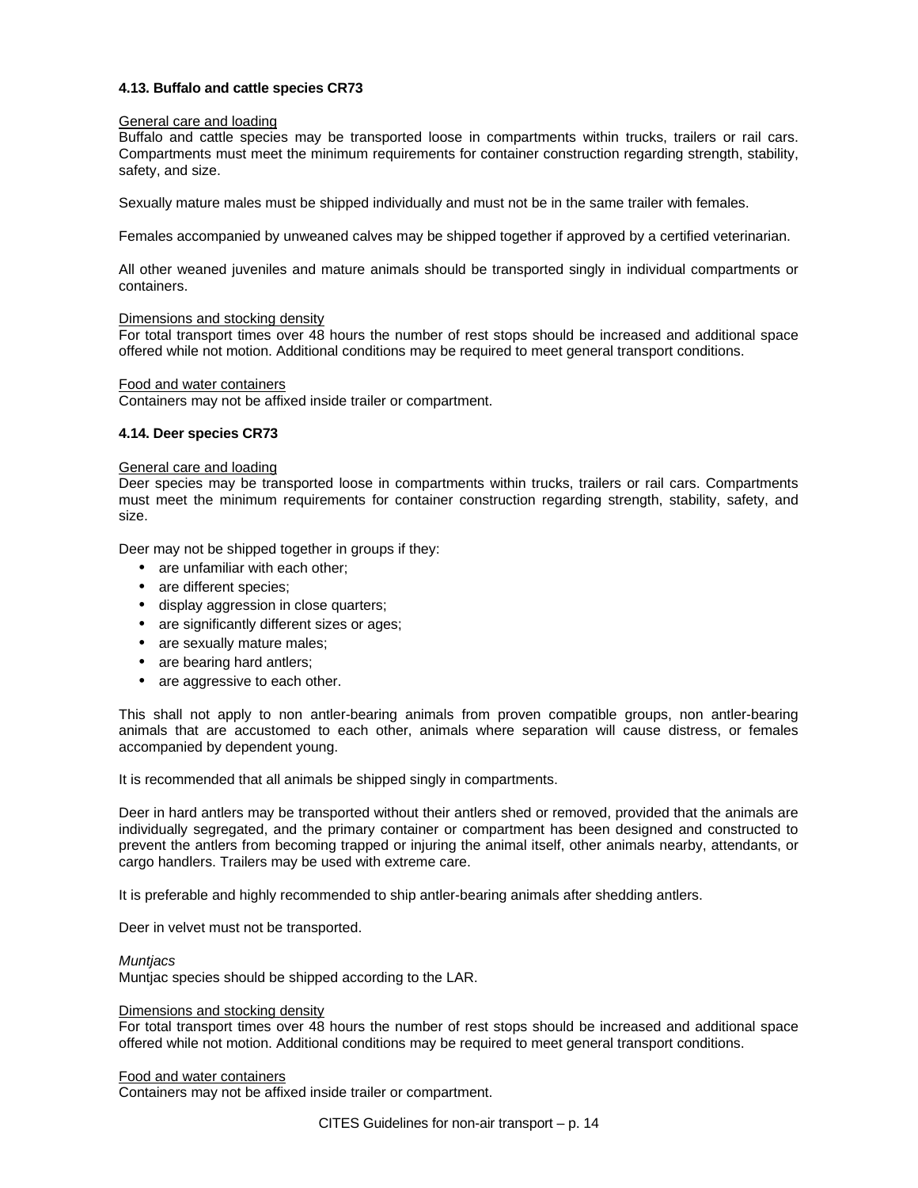**4.13. Buffalo and cattle species CR73**

General care and loading
Buffalo and cattle species may be transported loose in compartments within trucks, trailers or rail cars. Compartments must meet the minimum requirements for container construction regarding strength, stability, safety, and size.

Sexually mature males must be shipped individually and must not be in the same trailer with females.

Females accompanied by unweaned calves may be shipped together if approved by a certified veterinarian.

All other weaned juveniles and mature animals should be transported singly in individual compartments or containers.

Dimensions and stocking density
For total transport times over 48 hours the number of rest stops should be increased and additional space offered while not motion. Additional conditions may be required to meet general transport conditions.

Food and water containers
Containers may not be affixed inside trailer or compartment.

**4.14. Deer species CR73**

General care and loading
Deer species may be transported loose in compartments within trucks, trailers or rail cars. Compartments must meet the minimum requirements for container construction regarding strength, stability, safety, and size.

Deer may not be shipped together in groups if they:

- are unfamiliar with each other;
- are different species;
- display aggression in close quarters;
- are significantly different sizes or ages;
- are sexually mature males;
- are bearing hard antlers;
- are aggressive to each other.

This shall not apply to non antler-bearing animals from proven compatible groups, non antler-bearing animals that are accustomed to each other, animals where separation will cause distress, or females accompanied by dependent young.

It is recommended that all animals be shipped singly in compartments.

Deer in hard antlers may be transported without their antlers shed or removed, provided that the animals are individually segregated, and the primary container or compartment has been designed and constructed to prevent the antlers from becoming trapped or injuring the animal itself, other animals nearby, attendants, or cargo handlers. Trailers may be used with extreme care.

It is preferable and highly recommended to ship antler-bearing animals after shedding antlers.

Deer in velvet must not be transported.

*Muntjacs*
Muntjac species should be shipped according to the LAR.

Dimensions and stocking density
For total transport times over 48 hours the number of rest stops should be increased and additional space offered while not motion. Additional conditions may be required to meet general transport conditions.

Food and water containers
Containers may not be affixed inside trailer or compartment.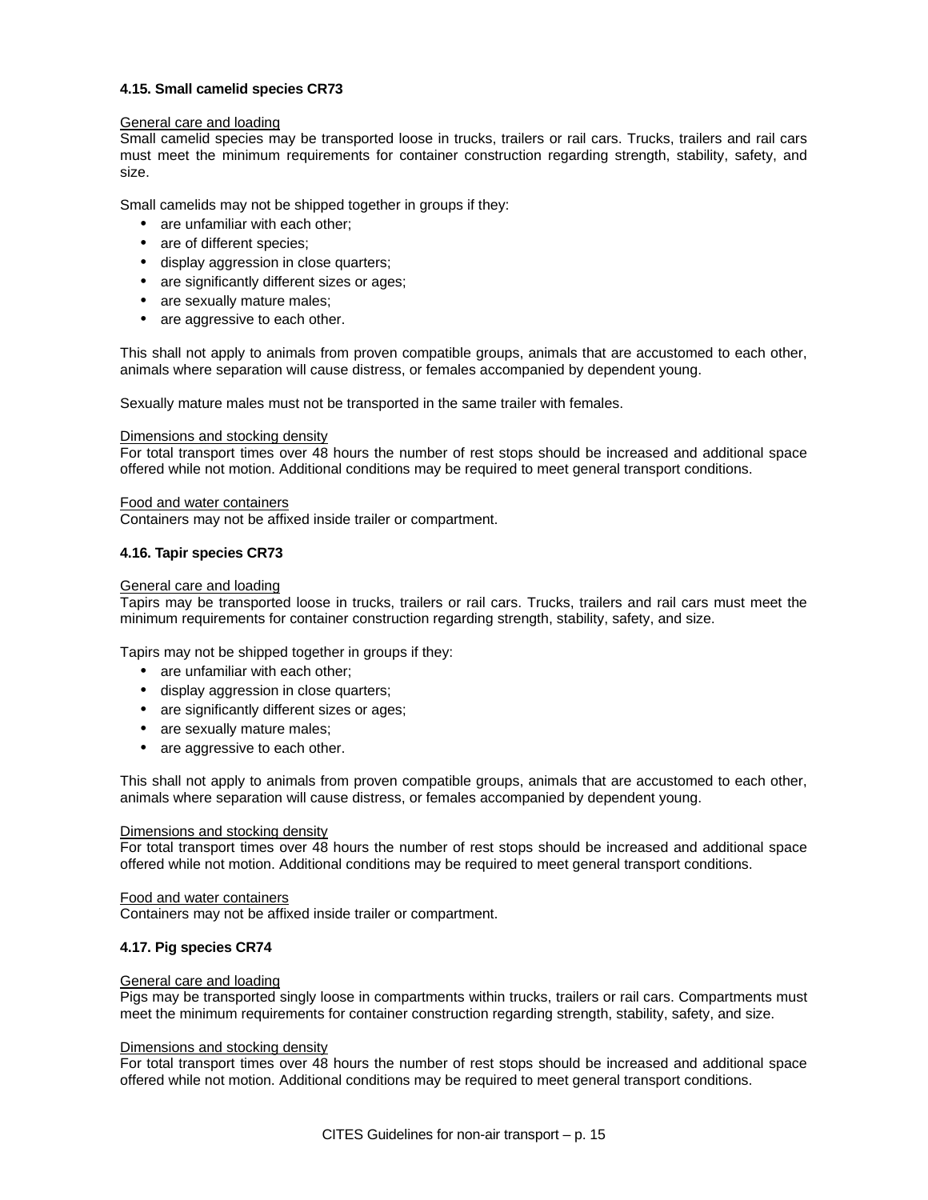#### 4.15. Small camelid species CR73

General care and loading

Small camelid species may be transported loose in trucks, trailers or rail cars. Trucks, trailers and rail cars must meet the minimum requirements for container construction regarding strength, stability, safety, and size.

Small camelids may not be shipped together in groups if they:

- are unfamiliar with each other;
- are of different species;
- display aggression in close quarters;
- are significantly different sizes or ages;
- are sexually mature males;
- are aggressive to each other.

This shall not apply to animals from proven compatible groups, animals that are accustomed to each other, animals where separation will cause distress, or females accompanied by dependent young.

Sexually mature males must not be transported in the same trailer with females.

Dimensions and stocking density

For total transport times over 48 hours the number of rest stops should be increased and additional space offered while not motion. Additional conditions may be required to meet general transport conditions.

Food and water containers

Containers may not be affixed inside trailer or compartment.

#### 4.16. Tapir species CR73

General care and loading

Tapirs may be transported loose in trucks, trailers or rail cars. Trucks, trailers and rail cars must meet the minimum requirements for container construction regarding strength, stability, safety, and size.

Tapirs may not be shipped together in groups if they:

- are unfamiliar with each other;
- display aggression in close quarters;
- are significantly different sizes or ages;
- are sexually mature males;
- are aggressive to each other.

This shall not apply to animals from proven compatible groups, animals that are accustomed to each other, animals where separation will cause distress, or females accompanied by dependent young.

Dimensions and stocking density

For total transport times over 48 hours the number of rest stops should be increased and additional space offered while not motion. Additional conditions may be required to meet general transport conditions.

Food and water containers

Containers may not be affixed inside trailer or compartment.

#### 4.17. Pig species CR74

General care and loading

Pigs may be transported singly loose in compartments within trucks, trailers or rail cars. Compartments must meet the minimum requirements for container construction regarding strength, stability, safety, and size.

Dimensions and stocking density

For total transport times over 48 hours the number of rest stops should be increased and additional space offered while not motion. Additional conditions may be required to meet general transport conditions.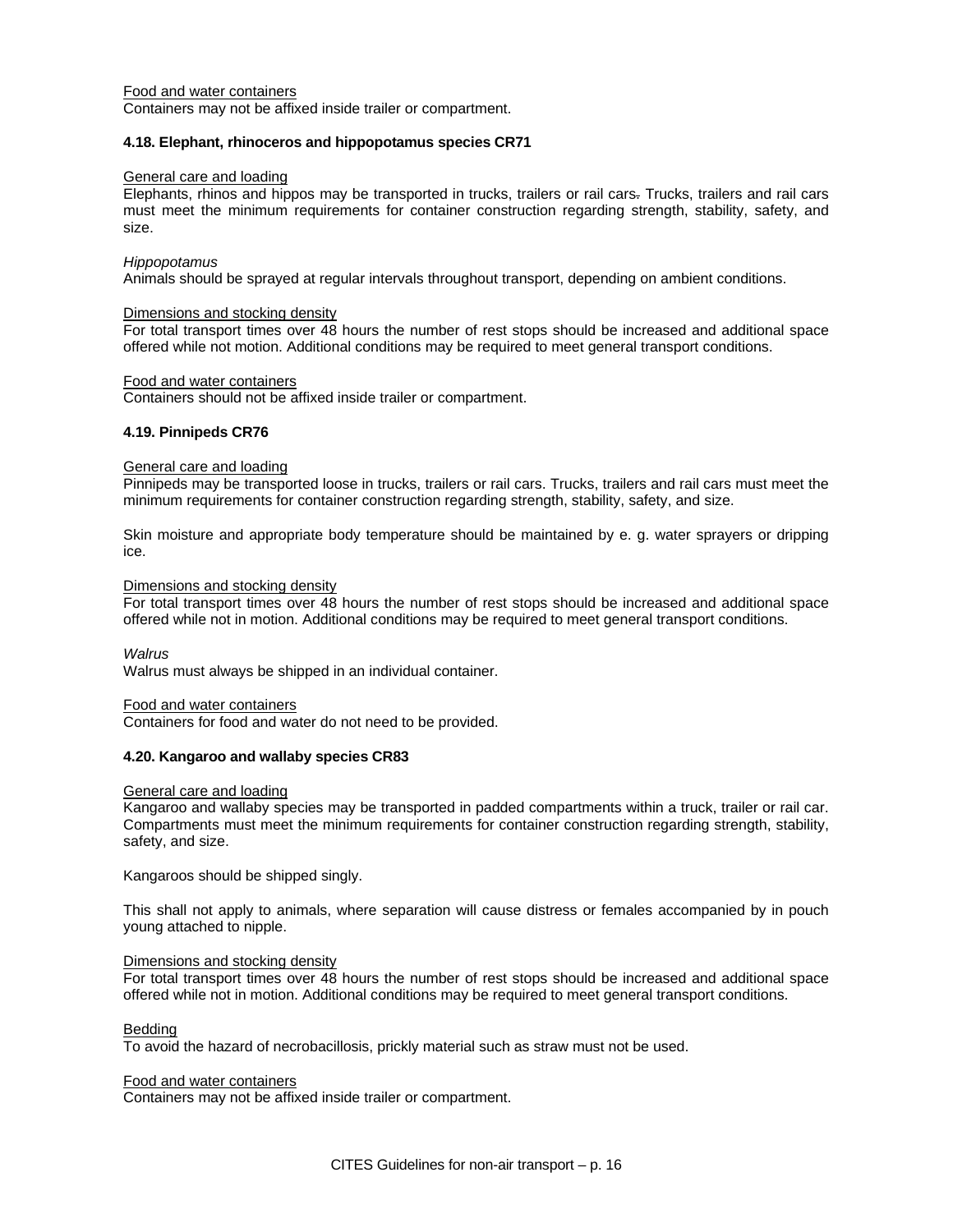Food and water containers

Containers may not be affixed inside trailer or compartment.

### 4.18. Elephant, rhinoceros and hippopotamus species CR71

General care and loading

Elephants, rhinos and hippos may be transported in trucks, trailers or rail cars. Trucks, trailers and rail cars must meet the minimum requirements for container construction regarding strength, stability, safety, and size.

*Hippopotamus*

Animals should be sprayed at regular intervals throughout transport, depending on ambient conditions.

Dimensions and stocking density

For total transport times over 48 hours the number of rest stops should be increased and additional space offered while not motion. Additional conditions may be required to meet general transport conditions.

Food and water containers

Containers should not be affixed inside trailer or compartment.

### 4.19. Pinnipeds CR76

General care and loading

Pinnipeds may be transported loose in trucks, trailers or rail cars. Trucks, trailers and rail cars must meet the minimum requirements for container construction regarding strength, stability, safety, and size.

Skin moisture and appropriate body temperature should be maintained by e. g. water sprayers or dripping ice.

Dimensions and stocking density

For total transport times over 48 hours the number of rest stops should be increased and additional space offered while not in motion. Additional conditions may be required to meet general transport conditions.

*Walrus*

Walrus must always be shipped in an individual container.

Food and water containers

Containers for food and water do not need to be provided.

### 4.20. Kangaroo and wallaby species CR83

General care and loading

Kangaroo and wallaby species may be transported in padded compartments within a truck, trailer or rail car. Compartments must meet the minimum requirements for container construction regarding strength, stability, safety, and size.

Kangaroos should be shipped singly.

This shall not apply to animals, where separation will cause distress or females accompanied by in pouch young attached to nipple.

Dimensions and stocking density

For total transport times over 48 hours the number of rest stops should be increased and additional space offered while not in motion. Additional conditions may be required to meet general transport conditions.

Bedding

To avoid the hazard of necrobacillosis, prickly material such as straw must not be used.

Food and water containers

Containers may not be affixed inside trailer or compartment.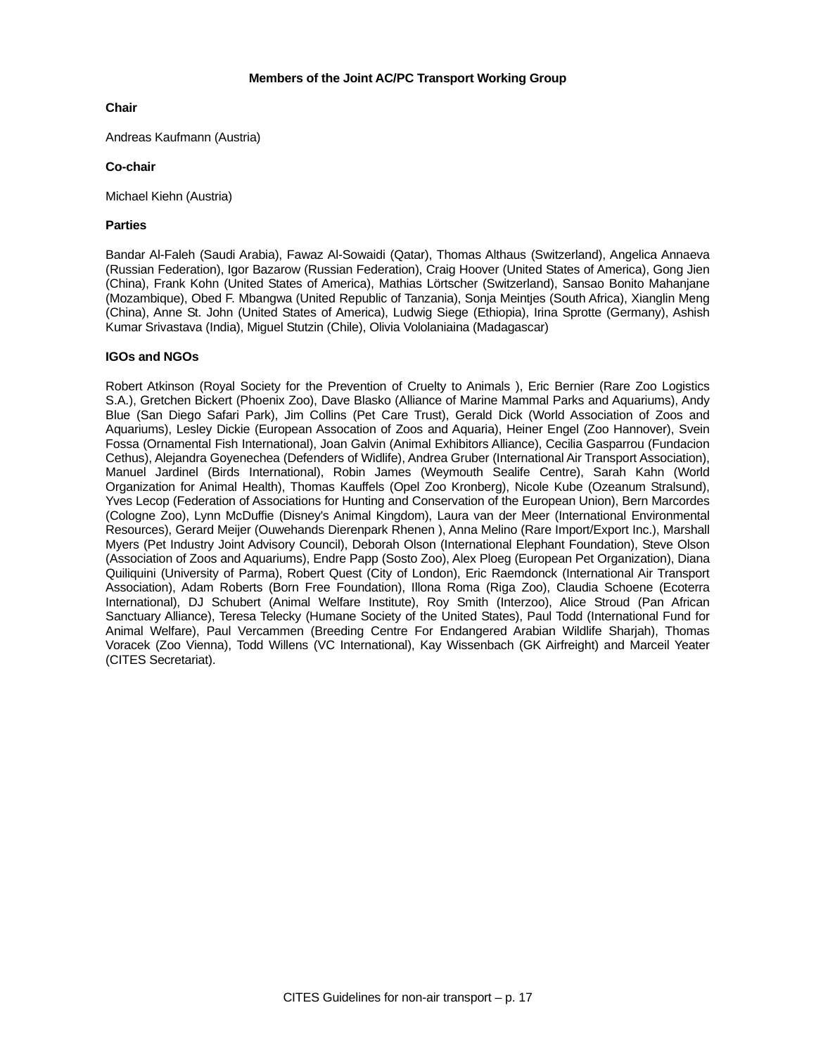**Members of the Joint AC/PC Transport Working Group**

**Chair**

Andreas Kaufmann (Austria)

**Co-chair**

Michael Kiehn (Austria)

**Parties**

Bandar Al-Faleh (Saudi Arabia), Fawaz Al-Sowaidi (Qatar), Thomas Althaus (Switzerland), Angelica Annaeva (Russian Federation), Igor Bazarow (Russian Federation), Craig Hoover (United States of America), Gong Jien (China), Frank Kohn (United States of America), Mathias Lörtscher (Switzerland), Sansao Bonito Mahanjane (Mozambique), Obed F. Mbangwa (United Republic of Tanzania), Sonja Meintjes (South Africa), Xianglin Meng (China), Anne St. John (United States of America), Ludwig Siege (Ethiopia), Irina Sprotte (Germany), Ashish Kumar Srivastava (India), Miguel Stutzin (Chile), Olivia Vololaniaina (Madagascar)

**IGOs and NGOs**

Robert Atkinson (Royal Society for the Prevention of Cruelty to Animals ), Eric Bernier (Rare Zoo Logistics S.A.), Gretchen Bickert (Phoenix Zoo), Dave Blasko (Alliance of Marine Mammal Parks and Aquariums), Andy Blue (San Diego Safari Park), Jim Collins (Pet Care Trust), Gerald Dick (World Association of Zoos and Aquariums), Lesley Dickie (European Assocation of Zoos and Aquaria), Heiner Engel (Zoo Hannover), Svein Fossa (Ornamental Fish International), Joan Galvin (Animal Exhibitors Alliance), Cecilia Gasparrou (Fundacion Cethus), Alejandra Goyenechea (Defenders of Widlife), Andrea Gruber (International Air Transport Association), Manuel Jardinel (Birds International), Robin James (Weymouth Sealife Centre), Sarah Kahn (World Organization for Animal Health), Thomas Kauffels (Opel Zoo Kronberg), Nicole Kube (Ozeanum Stralsund), Yves Lecop (Federation of Associations for Hunting and Conservation of the European Union), Bern Marcordes (Cologne Zoo), Lynn McDuffie (Disney's Animal Kingdom), Laura van der Meer (International Environmental Resources), Gerard Meijer (Ouwehands Dierenpark Rhenen ), Anna Melino (Rare Import/Export Inc.), Marshall Myers (Pet Industry Joint Advisory Council), Deborah Olson (International Elephant Foundation), Steve Olson (Association of Zoos and Aquariums), Endre Papp (Sosto Zoo), Alex Ploeg (European Pet Organization), Diana Quiliquini (University of Parma), Robert Quest (City of London), Eric Raemdonck (International Air Transport Association), Adam Roberts (Born Free Foundation), Illona Roma (Riga Zoo), Claudia Schoene (Ecoterra International), DJ Schubert (Animal Welfare Institute), Roy Smith (Interzoo), Alice Stroud (Pan African Sanctuary Alliance), Teresa Telecky (Humane Society of the United States), Paul Todd (International Fund for Animal Welfare), Paul Vercammen (Breeding Centre For Endangered Arabian Wildlife Sharjah), Thomas Voracek (Zoo Vienna), Todd Willens (VC International), Kay Wissenbach (GK Airfreight) and Marceil Yeater (CITES Secretariat).